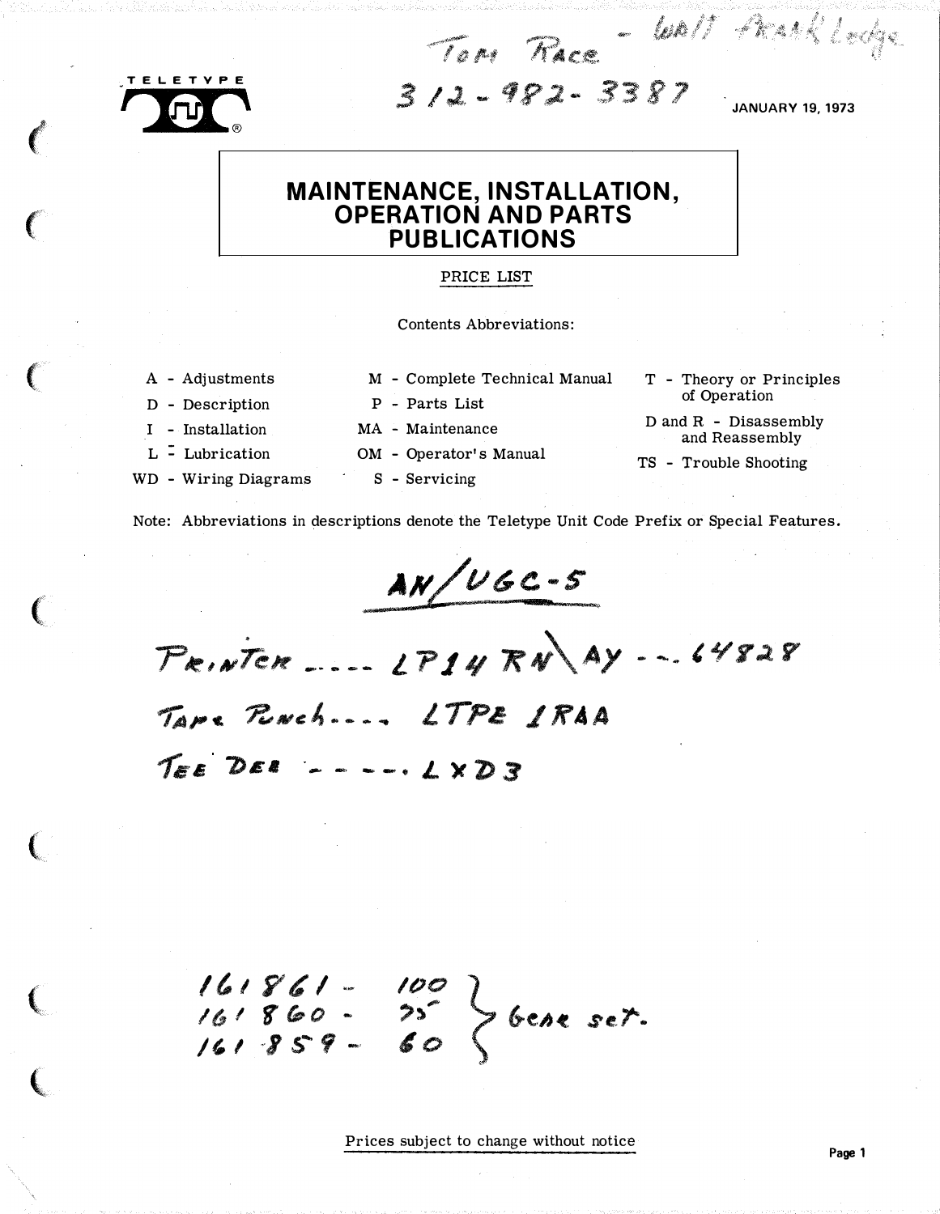TELETYPE

Tom Race - Walt Frank Lodge

312-982-3387

JANUARY 19, 1973

# MAINTENANCE, INSTALLATION, OPERATION AND PARTS PUBLICATIONS

PRICE LIST

Contents Abbreviations:

- A - Adjustments
- D - Description
- I - Installation
- L - Lubrication
- WD - Wiring Diagrams
- M - Complete Technical Manual
- P - Parts List
- MA - Maintenance
- OM - Operator's Manual
- S - Servicing
- T - Theory or Principles of Operation
- D and R - Disassembly and Reassembly
- TS - Trouble Shooting

Note: Abbreviations in descriptions denote the Teletype Unit Code Prefix or Special Features.

AN/UGC-5

Printer ..... LP14 RN\AY ... 64828

Tape Punch .... LTPE 1RAA

Tee Dee ..... LXD3

161861 - 100
161860 - 75
161859 - 60 } Gear set.

Prices subject to change without notice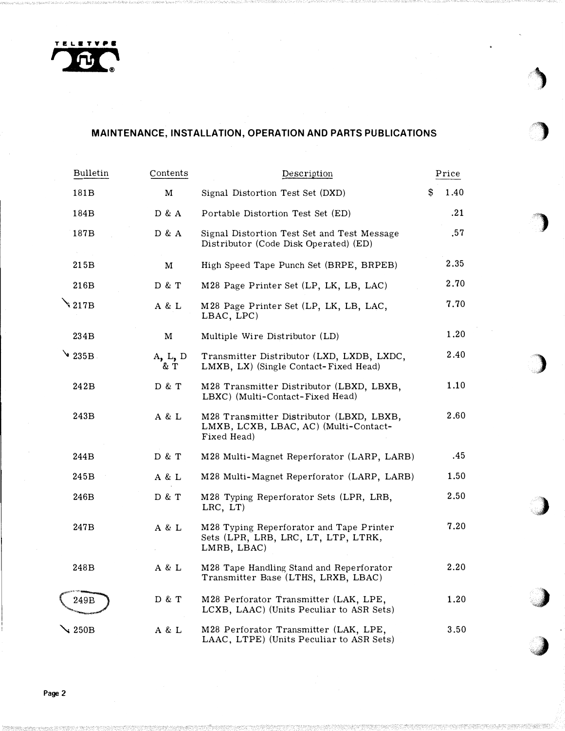## MAINTENANCE, INSTALLATION, OPERATION AND PARTS PUBLICATIONS

| Bulletin | Contents | Description | Price |
|---|---|---|---|
| 181B | M | Signal Distortion Test Set (DXD) | $ 1.40 |
| 184B | D & A | Portable Distortion Test Set (ED) | .21 |
| 187B | D & A | Signal Distortion Test Set and Test Message Distributor (Code Disk Operated) (ED) | .57 |
| 215B | M | High Speed Tape Punch Set (BRPE, BRPEB) | 2.35 |
| 216B | D & T | M28 Page Printer Set (LP, LK, LB, LAC) | 2.70 |
| 217B | A & L | M28 Page Printer Set (LP, LK, LB, LAC, LBAC, LPC) | 7.70 |
| 234B | M | Multiple Wire Distributor (LD) | 1.20 |
| 235B | A, L, D & T | Transmitter Distributor (LXD, LXDB, LXDC, LMXB, LX) (Single Contact-Fixed Head) | 2.40 |
| 242B | D & T | M28 Transmitter Distributor (LBXD, LBXB, LBXC) (Multi-Contact-Fixed Head) | 1.10 |
| 243B | A & L | M28 Transmitter Distributor (LBXD, LBXB, LMXB, LCXB, LBAC, AC) (Multi-Contact-Fixed Head) | 2.60 |
| 244B | D & T | M28 Multi-Magnet Reperforator (LARP, LARB) | .45 |
| 245B | A & L | M28 Multi-Magnet Reperforator (LARP, LARB) | 1.50 |
| 246B | D & T | M28 Typing Reperforator Sets (LPR, LRB, LRC, LT) | 2.50 |
| 247B | A & L | M28 Typing Reperforator and Tape Printer Sets (LPR, LRB, LRC, LT, LTP, LTRK, LMRB, LBAC) | 7.20 |
| 248B | A & L | M28 Tape Handling Stand and Reperforator Transmitter Base (LTHS, LRXB, LBAC) | 2.20 |
| 249B | D & T | M28 Perforator Transmitter (LAK, LPE, LCXB, LAAC) (Units Peculiar to ASR Sets) | 1.20 |
| 250B | A & L | M28 Perforator Transmitter (LAK, LPE, LAAC, LTPE) (Units Peculiar to ASR Sets) | 3.50 |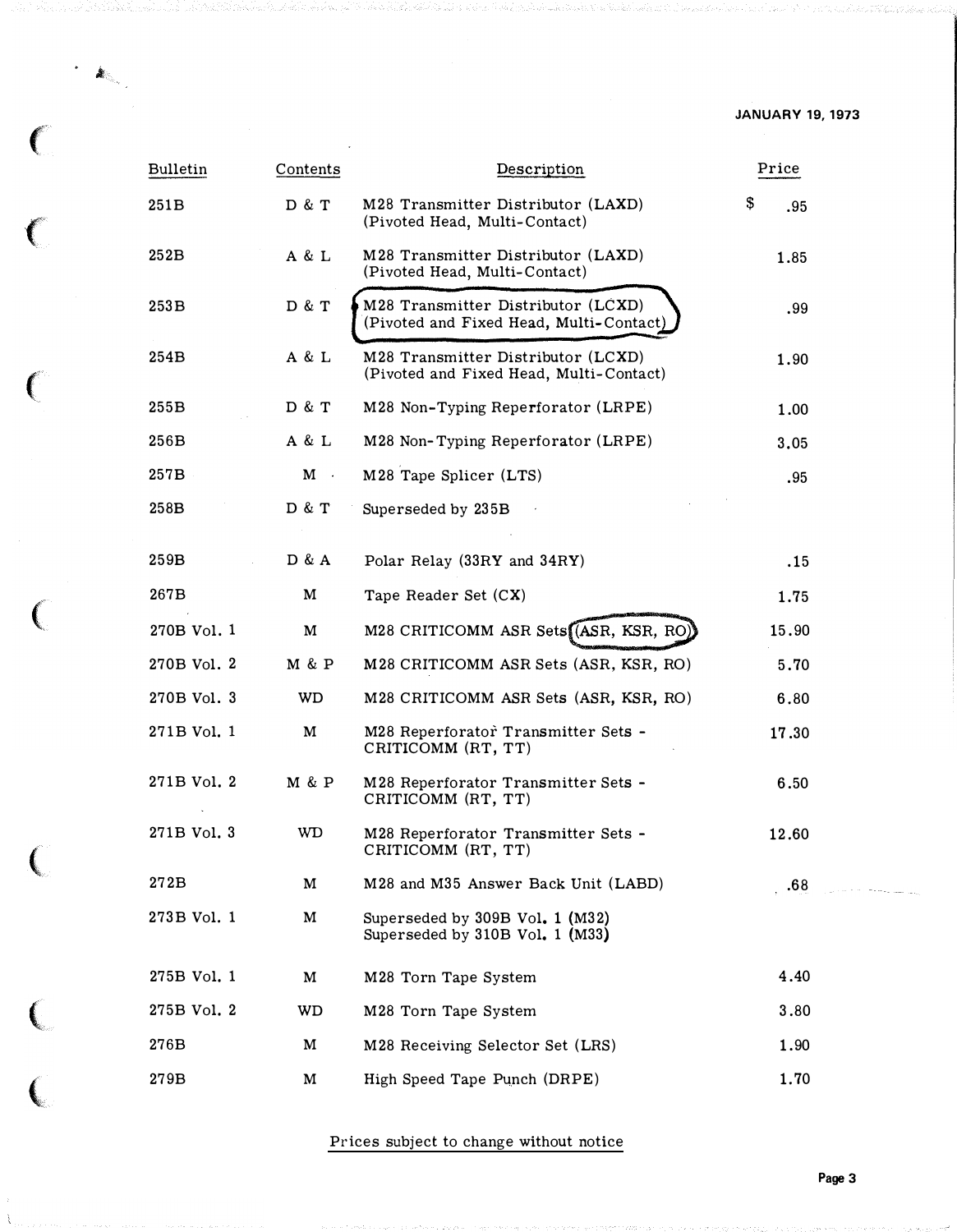JANUARY 19, 1973

| Bulletin | Contents | Description | Price |
|---|---|---|---|
| 251B | D & T | M28 Transmitter Distributor (LAXD) (Pivoted Head, Multi-Contact) | $ .95 |
| 252B | A & L | M28 Transmitter Distributor (LAXD) (Pivoted Head, Multi-Contact) | 1.85 |
| 253B | D & T | M28 Transmitter Distributor (LCXD) (Pivoted and Fixed Head, Multi-Contact) | .99 |
| 254B | A & L | M28 Transmitter Distributor (LCXD) (Pivoted and Fixed Head, Multi-Contact) | 1.90 |
| 255B | D & T | M28 Non-Typing Reperforator (LRPE) | 1.00 |
| 256B | A & L | M28 Non-Typing Reperforator (LRPE) | 3.05 |
| 257B | M | M28 Tape Splicer (LTS) | .95 |
| 258B | D & T | Superseded by 235B | |
| 259B | D & A | Polar Relay (33RY and 34RY) | .15 |
| 267B | M | Tape Reader Set (CX) | 1.75 |
| 270B Vol. 1 | M | M28 CRITICOMM ASR Sets (ASR, KSR, RO) | 15.90 |
| 270B Vol. 2 | M & P | M28 CRITICOMM ASR Sets (ASR, KSR, RO) | 5.70 |
| 270B Vol. 3 | WD | M28 CRITICOMM ASR Sets (ASR, KSR, RO) | 6.80 |
| 271B Vol. 1 | M | M28 Reperforator Transmitter Sets - CRITICOMM (RT, TT) | 17.30 |
| 271B Vol. 2 | M & P | M28 Reperforator Transmitter Sets - CRITICOMM (RT, TT) | 6.50 |
| 271B Vol. 3 | WD | M28 Reperforator Transmitter Sets - CRITICOMM (RT, TT) | 12.60 |
| 272B | M | M28 and M35 Answer Back Unit (LABD) | .68 |
| 273B Vol. 1 | M | Superseded by 309B Vol. 1 (M32) Superseded by 310B Vol. 1 (M33) | |
| 275B Vol. 1 | M | M28 Torn Tape System | 4.40 |
| 275B Vol. 2 | WD | M28 Torn Tape System | 3.80 |
| 276B | M | M28 Receiving Selector Set (LRS) | 1.90 |
| 279B | M | High Speed Tape Punch (DRPE) | 1.70 |

Prices subject to change without notice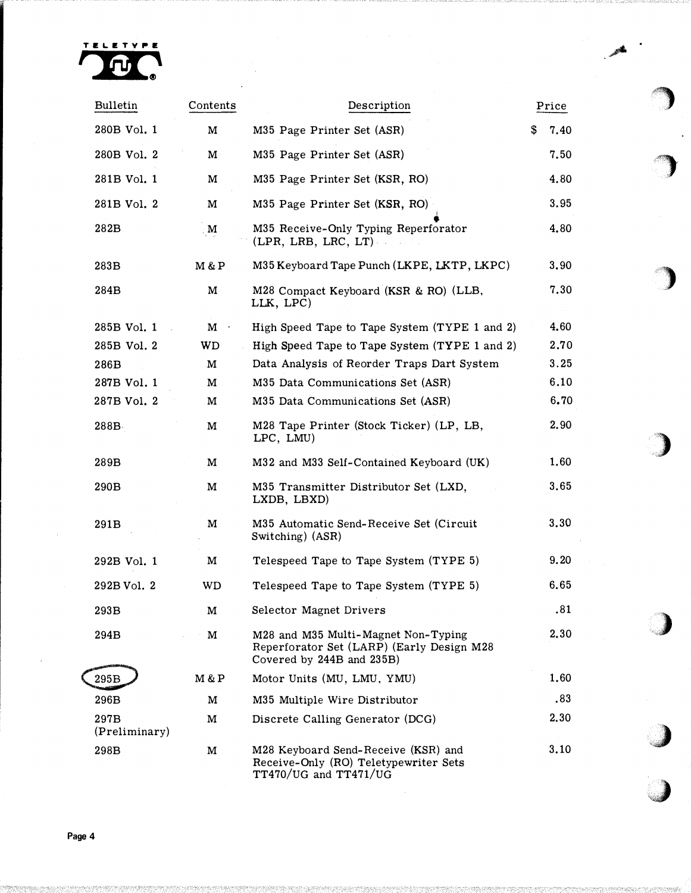| Bulletin | Contents | Description | Price |
|---|---|---|---|
| 280B Vol. 1 | M | M35 Page Printer Set (ASR) | $ 7.40 |
| 280B Vol. 2 | M | M35 Page Printer Set (ASR) | 7.50 |
| 281B Vol. 1 | M | M35 Page Printer Set (KSR, RO) | 4.80 |
| 281B Vol. 2 | M | M35 Page Printer Set (KSR, RO) | 3.95 |
| 282B | M | M35 Receive-Only Typing Reperforator (LPR, LRB, LRC, LT) | 4.80 |
| 283B | M & P | M35 Keyboard Tape Punch (LKPE, LKTP, LKPC) | 3.90 |
| 284B | M | M28 Compact Keyboard (KSR & RO) (LLB, LLK, LPC) | 7.30 |
| 285B Vol. 1 | M | High Speed Tape to Tape System (TYPE 1 and 2) | 4.60 |
| 285B Vol. 2 | WD | High Speed Tape to Tape System (TYPE 1 and 2) | 2.70 |
| 286B | M | Data Analysis of Reorder Traps Dart System | 3.25 |
| 287B Vol. 1 | M | M35 Data Communications Set (ASR) | 6.10 |
| 287B Vol. 2 | M | M35 Data Communications Set (ASR) | 6.70 |
| 288B | M | M28 Tape Printer (Stock Ticker) (LP, LB, LPC, LMU) | 2.90 |
| 289B | M | M32 and M33 Self-Contained Keyboard (UK) | 1.60 |
| 290B | M | M35 Transmitter Distributor Set (LXD, LXDB, LBXD) | 3.65 |
| 291B | M | M35 Automatic Send-Receive Set (Circuit Switching) (ASR) | 3.30 |
| 292B Vol. 1 | M | Telespeed Tape to Tape System (TYPE 5) | 9.20 |
| 292B Vol. 2 | WD | Telespeed Tape to Tape System (TYPE 5) | 6.65 |
| 293B | M | Selector Magnet Drivers | .81 |
| 294B | M | M28 and M35 Multi-Magnet Non-Typing Reperforator Set (LARP) (Early Design M28 Covered by 244B and 235B) | 2.30 |
| 295B | M & P | Motor Units (MU, LMU, YMU) | 1.60 |
| 296B | M | M35 Multiple Wire Distributor | .83 |
| 297B (Preliminary) | M | Discrete Calling Generator (DCG) | 2.30 |
| 298B | M | M28 Keyboard Send-Receive (KSR) and Receive-Only (RO) Teletypewriter Sets TT470/UG and TT471/UG | 3.10 |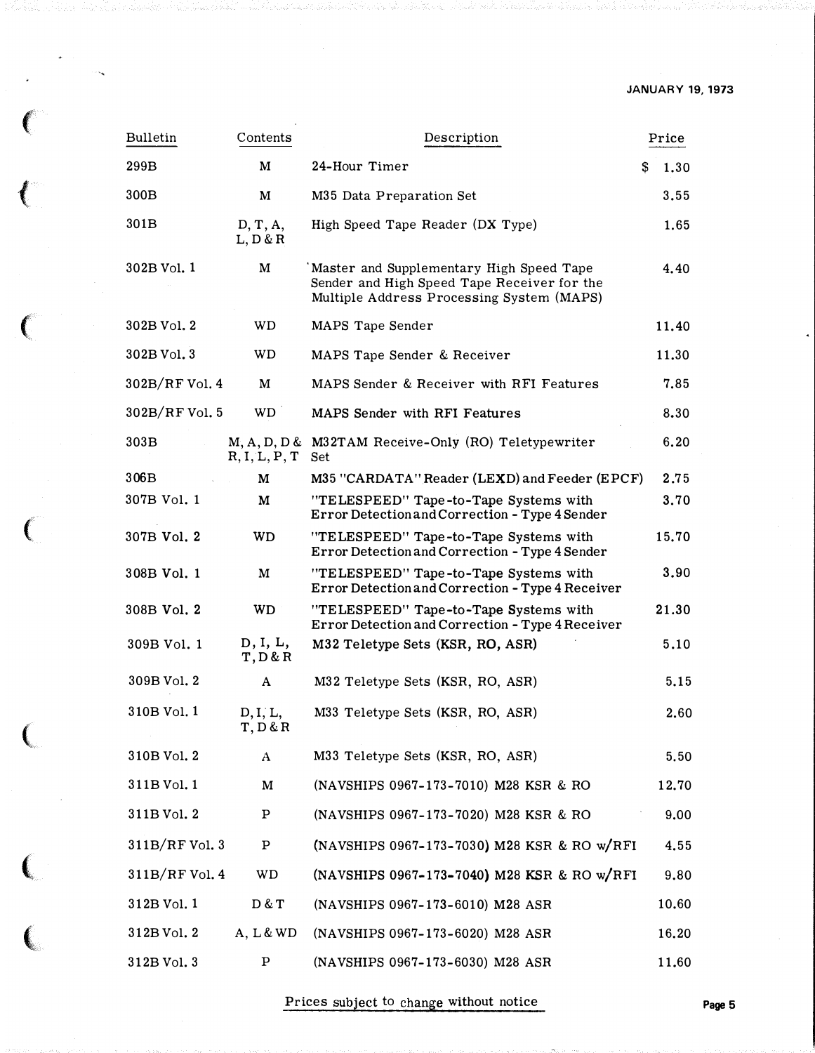JANUARY 19, 1973

| Bulletin | Contents | Description | Price |
|---|---|---|---|
| 299B | M | 24-Hour Timer | $ 1.30 |
| 300B | M | M35 Data Preparation Set | 3.55 |
| 301B | D, T, A, L, D & R | High Speed Tape Reader (DX Type) | 1.65 |
| 302B Vol. 1 | M | Master and Supplementary High Speed Tape Sender and High Speed Tape Receiver for the Multiple Address Processing System (MAPS) | 4.40 |
| 302B Vol. 2 | WD | MAPS Tape Sender | 11.40 |
| 302B Vol. 3 | WD | MAPS Tape Sender & Receiver | 11.30 |
| 302B/RF Vol. 4 | M | MAPS Sender & Receiver with RFI Features | 7.85 |
| 302B/RF Vol. 5 | WD | MAPS Sender with RFI Features | 8.30 |
| 303B | M, A, D, D & R, I, L, P, T | M32TAM Receive-Only (RO) Teletypewriter Set | 6.20 |
| 306B | M | M35 "CARDATA" Reader (LEXD) and Feeder (EPCF) | 2.75 |
| 307B Vol. 1 | M | "TELESPEED" Tape-to-Tape Systems with Error Detection and Correction - Type 4 Sender | 3.70 |
| 307B Vol. 2 | WD | "TELESPEED" Tape-to-Tape Systems with Error Detection and Correction - Type 4 Sender | 15.70 |
| 308B Vol. 1 | M | "TELESPEED" Tape-to-Tape Systems with Error Detection and Correction - Type 4 Receiver | 3.90 |
| 308B Vol. 2 | WD | "TELESPEED" Tape-to-Tape Systems with Error Detection and Correction - Type 4 Receiver | 21.30 |
| 309B Vol. 1 | D, I, L, T, D & R | M32 Teletype Sets (KSR, RO, ASR) | 5.10 |
| 309B Vol. 2 | A | M32 Teletype Sets (KSR, RO, ASR) | 5.15 |
| 310B Vol. 1 | D, I, L, T, D & R | M33 Teletype Sets (KSR, RO, ASR) | 2.60 |
| 310B Vol. 2 | A | M33 Teletype Sets (KSR, RO, ASR) | 5.50 |
| 311B Vol. 1 | M | (NAVSHIPS 0967-173-7010) M28 KSR & RO | 12.70 |
| 311B Vol. 2 | P | (NAVSHIPS 0967-173-7020) M28 KSR & RO | 9.00 |
| 311B/RF Vol. 3 | P | (NAVSHIPS 0967-173-7030) M28 KSR & RO w/RFI | 4.55 |
| 311B/RF Vol. 4 | WD | (NAVSHIPS 0967-173-7040) M28 KSR & RO w/RFI | 9.80 |
| 312B Vol. 1 | D & T | (NAVSHIPS 0967-173-6010) M28 ASR | 10.60 |
| 312B Vol. 2 | A, L & WD | (NAVSHIPS 0967-173-6020) M28 ASR | 16.20 |
| 312B Vol. 3 | P | (NAVSHIPS 0967-173-6030) M28 ASR | 11.60 |

Prices subject to change without notice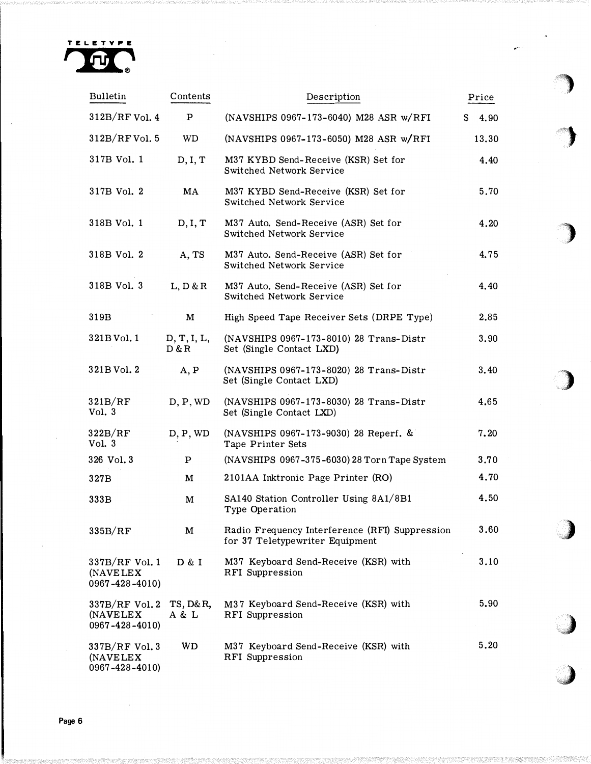TELETYPE

| Bulletin | Contents | Description | Price |
|---|---|---|---|
| 312B/RF Vol. 4 | P | (NAVSHIPS 0967-173-6040) M28 ASR w/RFI | $ 4.90 |
| 312B/RF Vol. 5 | WD | (NAVSHIPS 0967-173-6050) M28 ASR w/RFI | 13.30 |
| 317B Vol. 1 | D, I, T | M37 KYBD Send-Receive (KSR) Set for Switched Network Service | 4.40 |
| 317B Vol. 2 | MA | M37 KYBD Send-Receive (KSR) Set for Switched Network Service | 5.70 |
| 318B Vol. 1 | D, I, T | M37 Auto. Send-Receive (ASR) Set for Switched Network Service | 4.20 |
| 318B Vol. 2 | A, TS | M37 Auto. Send-Receive (ASR) Set for Switched Network Service | 4.75 |
| 318B Vol. 3 | L, D & R | M37 Auto. Send-Receive (ASR) Set for Switched Network Service | 4.40 |
| 319B | M | High Speed Tape Receiver Sets (DRPE Type) | 2.85 |
| 321B Vol. 1 | D, T, I, L, D & R | (NAVSHIPS 0967-173-8010) 28 Trans-Distr Set (Single Contact LXD) | 3.90 |
| 321B Vol. 2 | A, P | (NAVSHIPS 0967-173-8020) 28 Trans-Distr Set (Single Contact LXD) | 3.40 |
| 321B/RF Vol. 3 | D, P, WD | (NAVSHIPS 0967-173-8030) 28 Trans-Distr Set (Single Contact LXD) | 4.65 |
| 322B/RF Vol. 3 | D, P, WD | (NAVSHIPS 0967-173-9030) 28 Reperf. & Tape Printer Sets | 7.20 |
| 326 Vol. 3 | P | (NAVSHIPS 0967-375-6030) 28 Torn Tape System | 3.70 |
| 327B | M | 2101AA Inktronic Page Printer (RO) | 4.70 |
| 333B | M | SA140 Station Controller Using 8A1/8B1 Type Operation | 4.50 |
| 335B/RF | M | Radio Frequency Interference (RFI) Suppression for 37 Teletypewriter Equipment | 3.60 |
| 337B/RF Vol. 1 (NAVELEX 0967-428-4010) | D & I | M37 Keyboard Send-Receive (KSR) with RFI Suppression | 3.10 |
| 337B/RF Vol. 2 (NAVELEX 0967-428-4010) | TS, D & R, A & L | M37 Keyboard Send-Receive (KSR) with RFI Suppression | 5.90 |
| 337B/RF Vol. 3 (NAVELEX 0967-428-4010) | WD | M37 Keyboard Send-Receive (KSR) with RFI Suppression | 5.20 |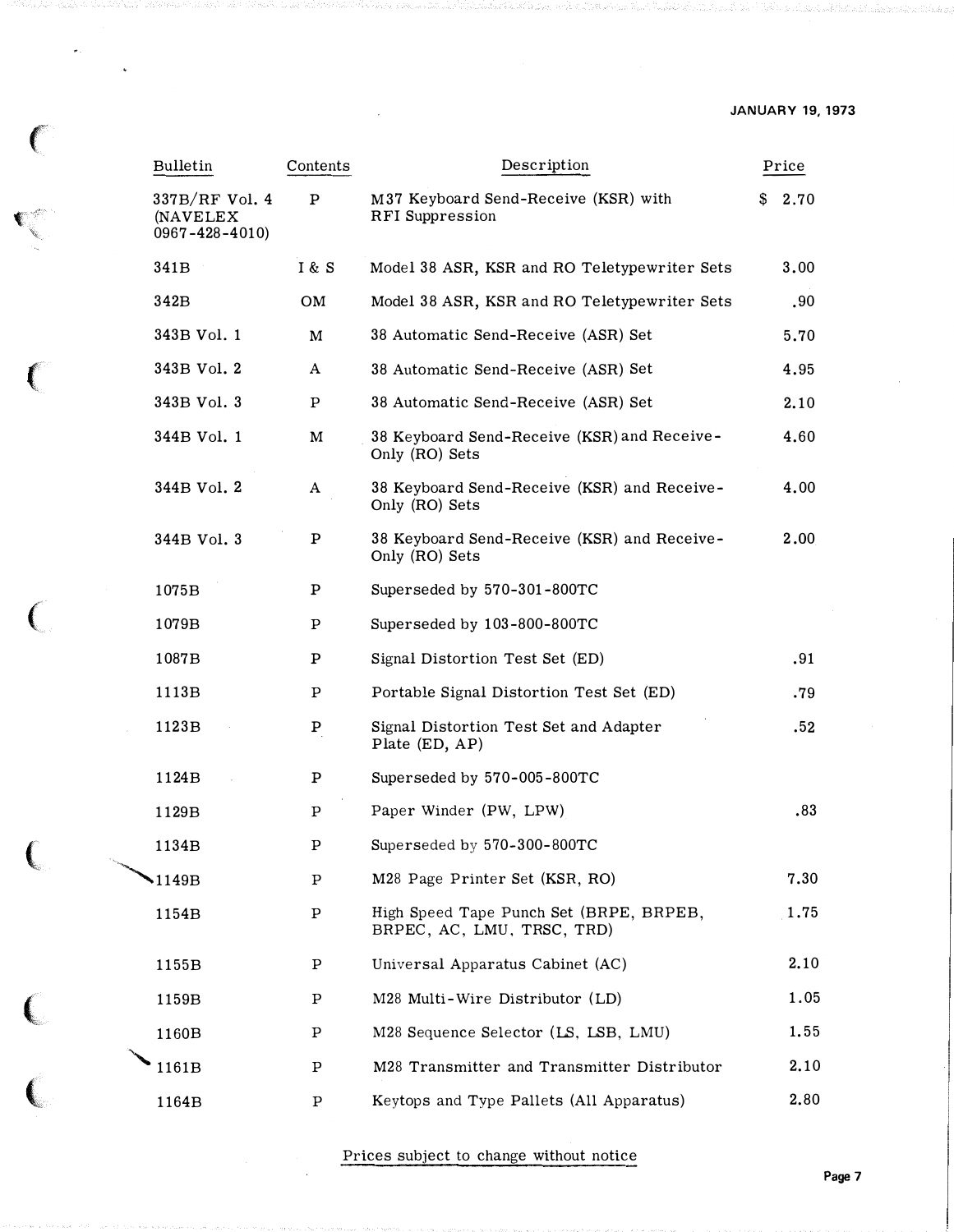JANUARY 19, 1973

| Bulletin | Contents | Description | Price |
|---|---|---|---|
| 337B/RF Vol. 4 (NAVELEX 0967-428-4010) | P | M37 Keyboard Send-Receive (KSR) with RFI Suppression | $ 2.70 |
| 341B | I & S | Model 38 ASR, KSR and RO Teletypewriter Sets | 3.00 |
| 342B | OM | Model 38 ASR, KSR and RO Teletypewriter Sets | .90 |
| 343B Vol. 1 | M | 38 Automatic Send-Receive (ASR) Set | 5.70 |
| 343B Vol. 2 | A | 38 Automatic Send-Receive (ASR) Set | 4.95 |
| 343B Vol. 3 | P | 38 Automatic Send-Receive (ASR) Set | 2.10 |
| 344B Vol. 1 | M | 38 Keyboard Send-Receive (KSR) and Receive-Only (RO) Sets | 4.60 |
| 344B Vol. 2 | A | 38 Keyboard Send-Receive (KSR) and Receive-Only (RO) Sets | 4.00 |
| 344B Vol. 3 | P | 38 Keyboard Send-Receive (KSR) and Receive-Only (RO) Sets | 2.00 |
| 1075B | P | Superseded by 570-301-800TC | |
| 1079B | P | Superseded by 103-800-800TC | |
| 1087B | P | Signal Distortion Test Set (ED) | .91 |
| 1113B | P | Portable Signal Distortion Test Set (ED) | .79 |
| 1123B | P | Signal Distortion Test Set and Adapter Plate (ED, AP) | .52 |
| 1124B | P | Superseded by 570-005-800TC | |
| 1129B | P | Paper Winder (PW, LPW) | .83 |
| 1134B | P | Superseded by 570-300-800TC | |
| 1149B | P | M28 Page Printer Set (KSR, RO) | 7.30 |
| 1154B | P | High Speed Tape Punch Set (BRPE, BRPEB, BRPEC, AC, LMU, TRSC, TRD) | 1.75 |
| 1155B | P | Universal Apparatus Cabinet (AC) | 2.10 |
| 1159B | P | M28 Multi-Wire Distributor (LD) | 1.05 |
| 1160B | P | M28 Sequence Selector (LS, LSB, LMU) | 1.55 |
| 1161B | P | M28 Transmitter and Transmitter Distributor | 2.10 |
| 1164B | P | Keytops and Type Pallets (All Apparatus) | 2.80 |

Prices subject to change without notice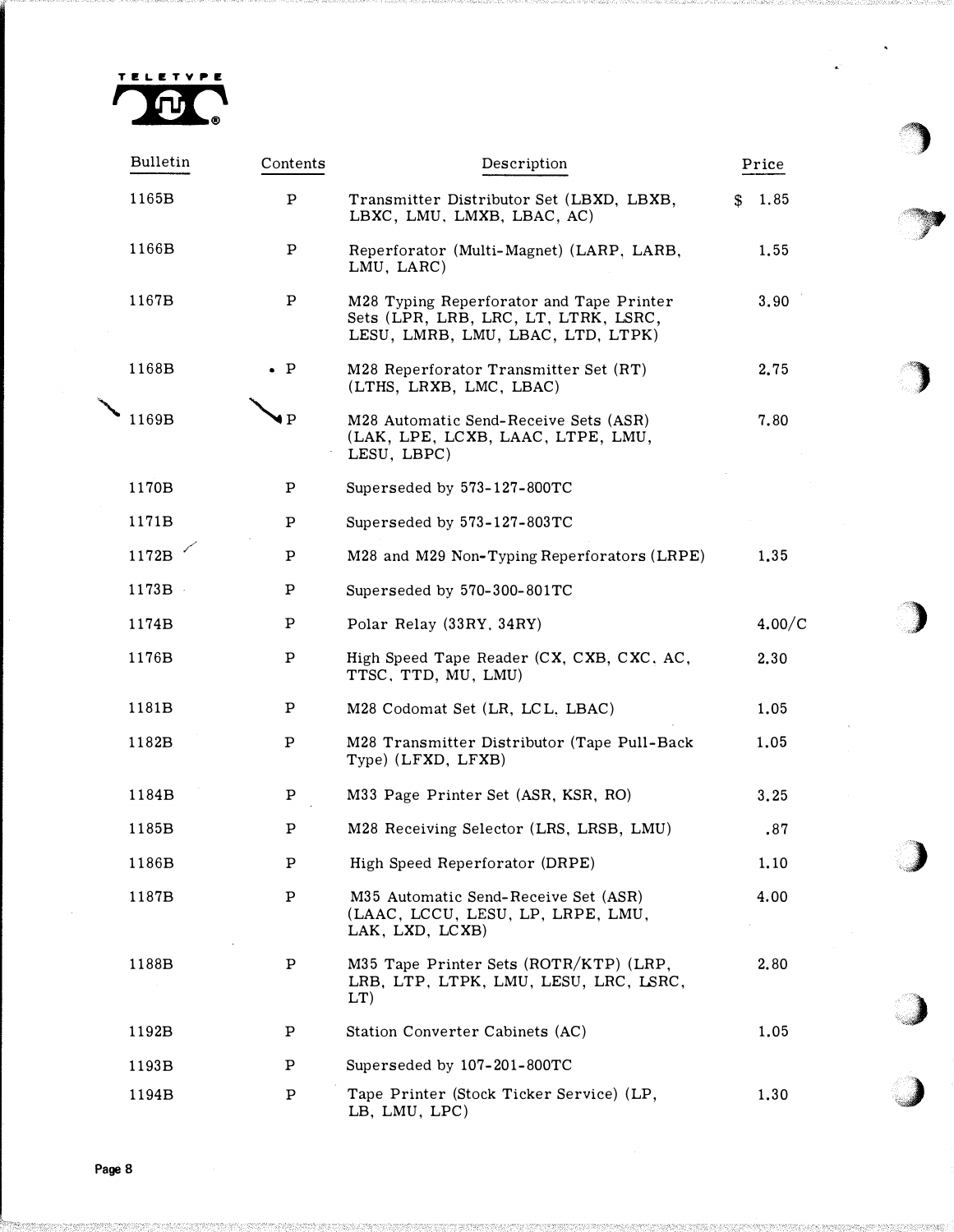| Bulletin | Contents | Description | Price |
|---|---|---|---|
| 1165B | P | Transmitter Distributor Set (LBXD, LBXB, LBXC, LMU, LMXB, LBAC, AC) | $ 1.85 |
| 1166B | P | Reperforator (Multi-Magnet) (LARP, LARB, LMU, LARC) | 1.55 |
| 1167B | P | M28 Typing Reperforator and Tape Printer Sets (LPR, LRB, LRC, LT, LTRK, LSRC, LESU, LMRB, LMU, LBAC, LTD, LTPK) | 3.90 |
| 1168B | P | M28 Reperforator Transmitter Set (RT) (LTHS, LRXB, LMC, LBAC) | 2.75 |
| 1169B | P | M28 Automatic Send-Receive Sets (ASR) (LAK, LPE, LCXB, LAAC, LTPE, LMU, LESU, LBPC) | 7.80 |
| 1170B | P | Superseded by 573-127-800TC | |
| 1171B | P | Superseded by 573-127-803TC | |
| 1172B | P | M28 and M29 Non-Typing Reperforators (LRPE) | 1.35 |
| 1173B | P | Superseded by 570-300-801TC | |
| 1174B | P | Polar Relay (33RY, 34RY) | 4.00/C |
| 1176B | P | High Speed Tape Reader (CX, CXB, CXC, AC, TTSC, TTD, MU, LMU) | 2.30 |
| 1181B | P | M28 Codomat Set (LR, LCL, LBAC) | 1.05 |
| 1182B | P | M28 Transmitter Distributor (Tape Pull-Back Type) (LFXD, LFXB) | 1.05 |
| 1184B | P | M33 Page Printer Set (ASR, KSR, RO) | 3.25 |
| 1185B | P | M28 Receiving Selector (LRS, LRSB, LMU) | .87 |
| 1186B | P | High Speed Reperforator (DRPE) | 1.10 |
| 1187B | P | M35 Automatic Send-Receive Set (ASR) (LAAC, LCCU, LESU, LP, LRPE, LMU, LAK, LXD, LCXB) | 4.00 |
| 1188B | P | M35 Tape Printer Sets (ROTR/KTP) (LRP, LRB, LTP, LTPK, LMU, LESU, LRC, LSRC, LT) | 2.80 |
| 1192B | P | Station Converter Cabinets (AC) | 1.05 |
| 1193B | P | Superseded by 107-201-800TC | |
| 1194B | P | Tape Printer (Stock Ticker Service) (LP, LB, LMU, LPC) | 1.30 |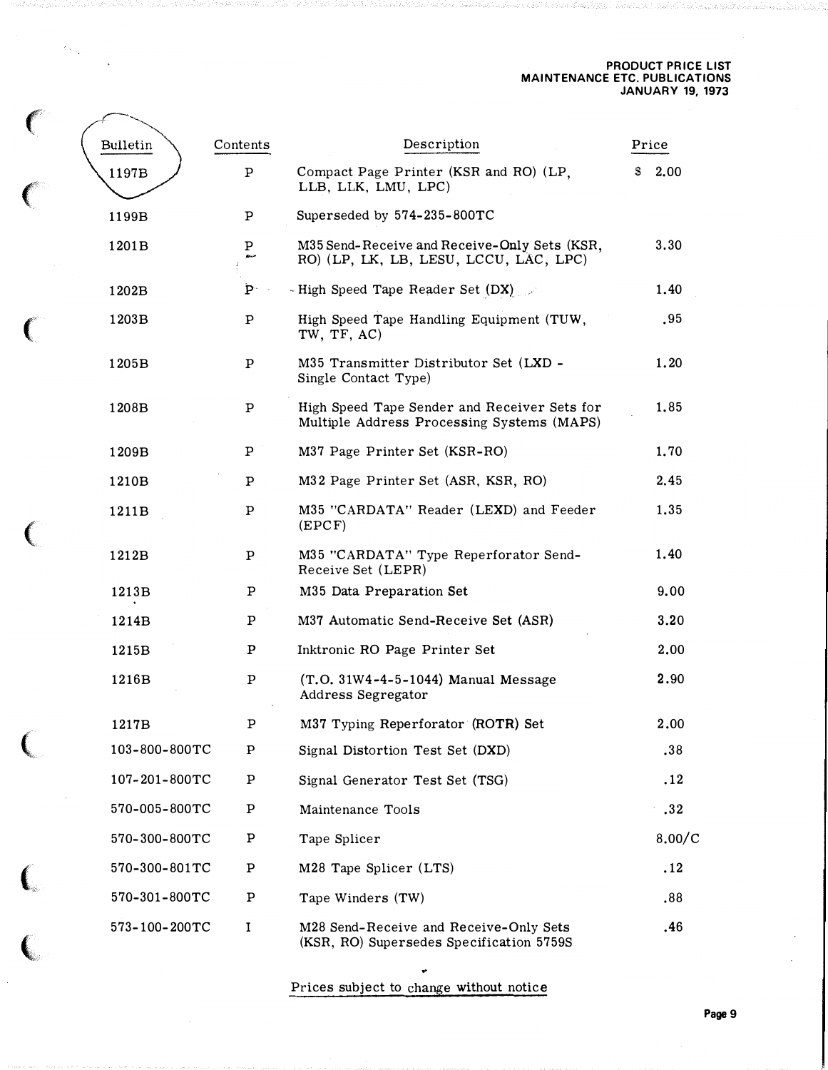PRODUCT PRICE LIST
MAINTENANCE ETC. PUBLICATIONS
JANUARY 19, 1973

| Bulletin | Contents | Description | Price |
|---|---|---|---|
| 1197B | P | Compact Page Printer (KSR and RO) (LP, LLB, LLK, LMU, LPC) | $ 2.00 |
| 1199B | P | Superseded by 574-235-800TC | |
| 1201B | P | M35 Send-Receive and Receive-Only Sets (KSR, RO) (LP, LK, LB, LESU, LCCU, LAC, LPC) | 3.30 |
| 1202B | P | High Speed Tape Reader Set (DX) | 1.40 |
| 1203B | P | High Speed Tape Handling Equipment (TUW, TW, TF, AC) | .95 |
| 1205B | P | M35 Transmitter Distributor Set (LXD - Single Contact Type) | 1.20 |
| 1208B | P | High Speed Tape Sender and Receiver Sets for Multiple Address Processing Systems (MAPS) | 1.85 |
| 1209B | P | M37 Page Printer Set (KSR-RO) | 1.70 |
| 1210B | P | M32 Page Printer Set (ASR, KSR, RO) | 2.45 |
| 1211B | P | M35 "CARDATA" Reader (LEXD) and Feeder (EPCF) | 1.35 |
| 1212B | P | M35 "CARDATA" Type Reperforator Send-Receive Set (LEPR) | 1.40 |
| 1213B | P | M35 Data Preparation Set | 9.00 |
| 1214B | P | M37 Automatic Send-Receive Set (ASR) | 3.20 |
| 1215B | P | Inktronic RO Page Printer Set | 2.00 |
| 1216B | P | (T.O. 31W4-4-5-1044) Manual Message Address Segregator | 2.90 |
| 1217B | P | M37 Typing Reperforator (ROTR) Set | 2.00 |
| 103-800-800TC | P | Signal Distortion Test Set (DXD) | .38 |
| 107-201-800TC | P | Signal Generator Test Set (TSG) | .12 |
| 570-005-800TC | P | Maintenance Tools | .32 |
| 570-300-800TC | P | Tape Splicer | 8.00/C |
| 570-300-801TC | P | M28 Tape Splicer (LTS) | .12 |
| 570-301-800TC | P | Tape Winders (TW) | .88 |
| 573-100-200TC | I | M28 Send-Receive and Receive-Only Sets (KSR, RO) Supersedes Specification 5759S | .46 |

Prices subject to change without notice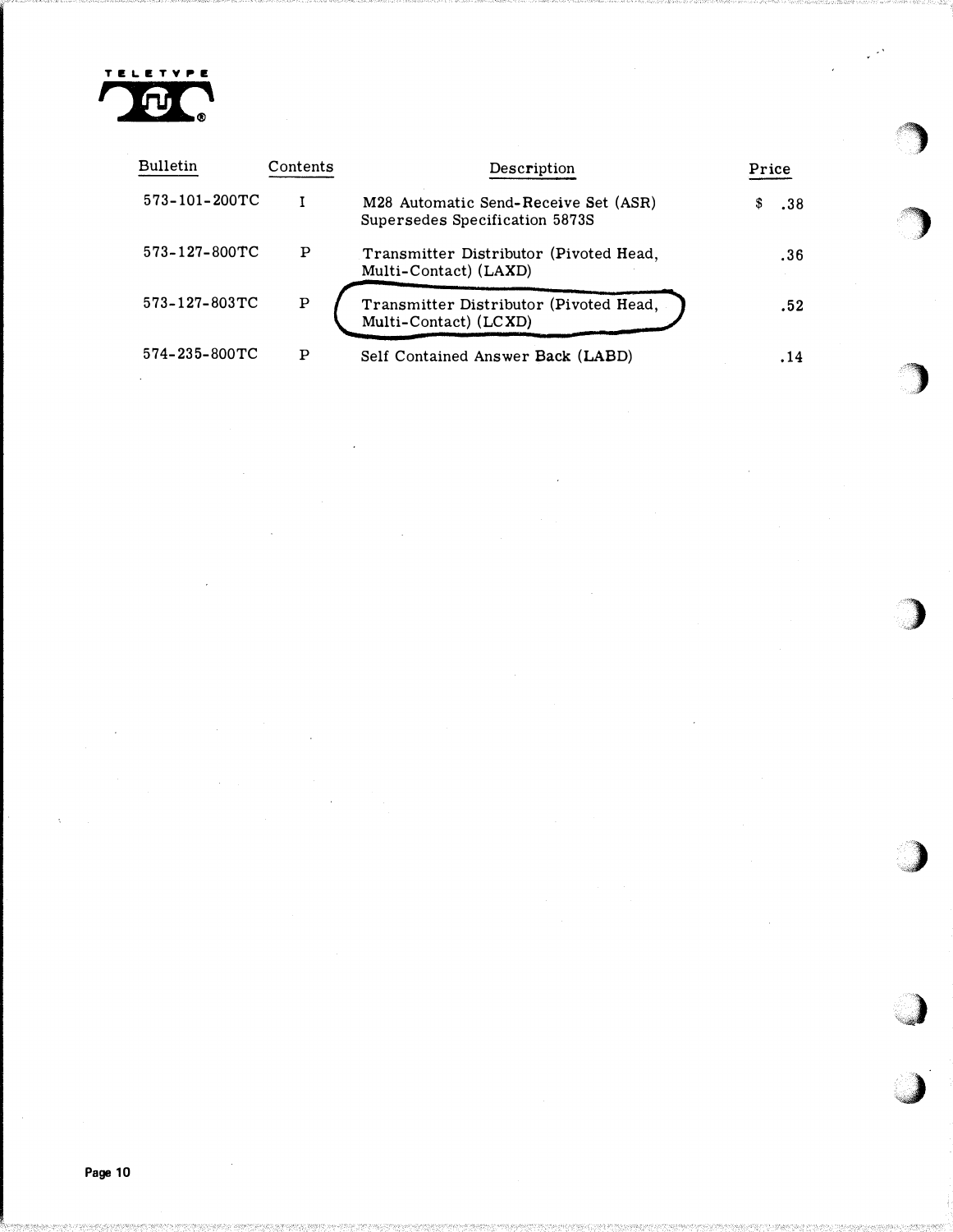TELETYPE

| Bulletin | Contents | Description | Price |
|---|---|---|---|
| 573-101-200TC | I | M28 Automatic Send-Receive Set (ASR) Supersedes Specification 5873S | $ .38 |
| 573-127-800TC | P | Transmitter Distributor (Pivoted Head, Multi-Contact) (LAXD) | .36 |
| 573-127-803TC | P | Transmitter Distributor (Pivoted Head, Multi-Contact) (LCXD) | .52 |
| 574-235-800TC | P | Self Contained Answer Back (LABD) | .14 |